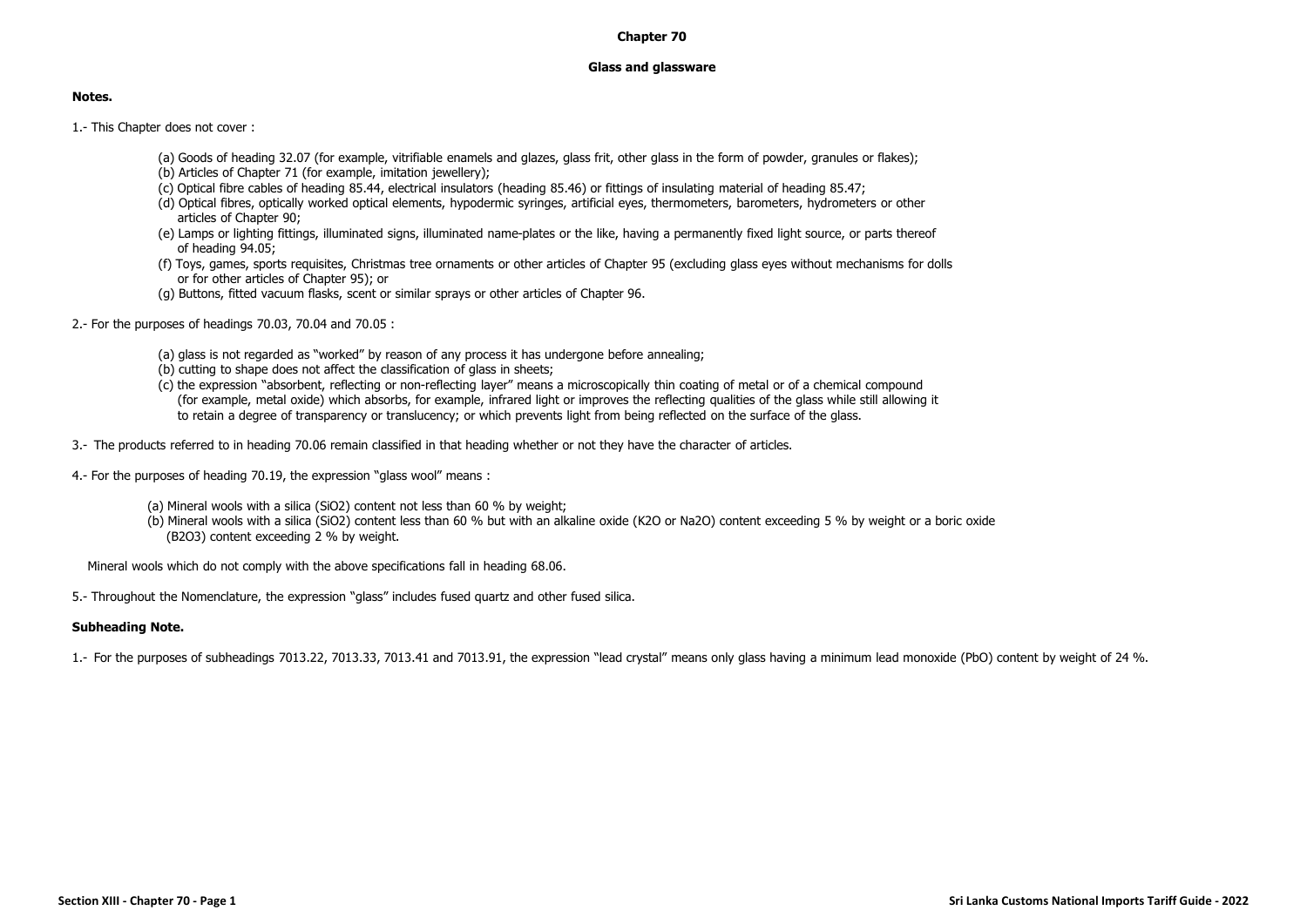# Chapter 70

## Glass and glassware

**Notes.**

1.- This Chapter does not cover :

(a) Goods of heading 32.07 (for example, vitrifiable enamels and glazes, glass frit, other glass in the form of powder, granules or flakes);
(b) Articles of Chapter 71 (for example, imitation jewellery);
(c) Optical fibre cables of heading 85.44, electrical insulators (heading 85.46) or fittings of insulating material of heading 85.47;
(d) Optical fibres, optically worked optical elements, hypodermic syringes, artificial eyes, thermometers, barometers, hydrometers or other articles of Chapter 90;
(e) Lamps or lighting fittings, illuminated signs, illuminated name-plates or the like, having a permanently fixed light source, or parts thereof of heading 94.05;
(f) Toys, games, sports requisites, Christmas tree ornaments or other articles of Chapter 95 (excluding glass eyes without mechanisms for dolls or for other articles of Chapter 95); or
(g) Buttons, fitted vacuum flasks, scent or similar sprays or other articles of Chapter 96.

2.- For the purposes of headings 70.03, 70.04 and 70.05 :

(a) glass is not regarded as "worked" by reason of any process it has undergone before annealing;
(b) cutting to shape does not affect the classification of glass in sheets;
(c) the expression "absorbent, reflecting or non-reflecting layer" means a microscopically thin coating of metal or of a chemical compound (for example, metal oxide) which absorbs, for example, infrared light or improves the reflecting qualities of the glass while still allowing it to retain a degree of transparency or translucency; or which prevents light from being reflected on the surface of the glass.

3.- The products referred to in heading 70.06 remain classified in that heading whether or not they have the character of articles.

4.- For the purposes of heading 70.19, the expression "glass wool" means :

(a) Mineral wools with a silica ($SiO_2$) content not less than 60 % by weight;
(b) Mineral wools with a silica ($SiO_2$) content less than 60 % but with an alkaline oxide ($K_2O$ or $Na_2O$) content exceeding 5 % by weight or a boric oxide ($B_2O_3$) content exceeding 2 % by weight.

Mineral wools which do not comply with the above specifications fall in heading 68.06.

5.- Throughout the Nomenclature, the expression "glass" includes fused quartz and other fused silica.

**Subheading Note.**

1.- For the purposes of subheadings 7013.22, 7013.33, 7013.41 and 7013.91, the expression "lead crystal" means only glass having a minimum lead monoxide ($PbO$) content by weight of 24 %.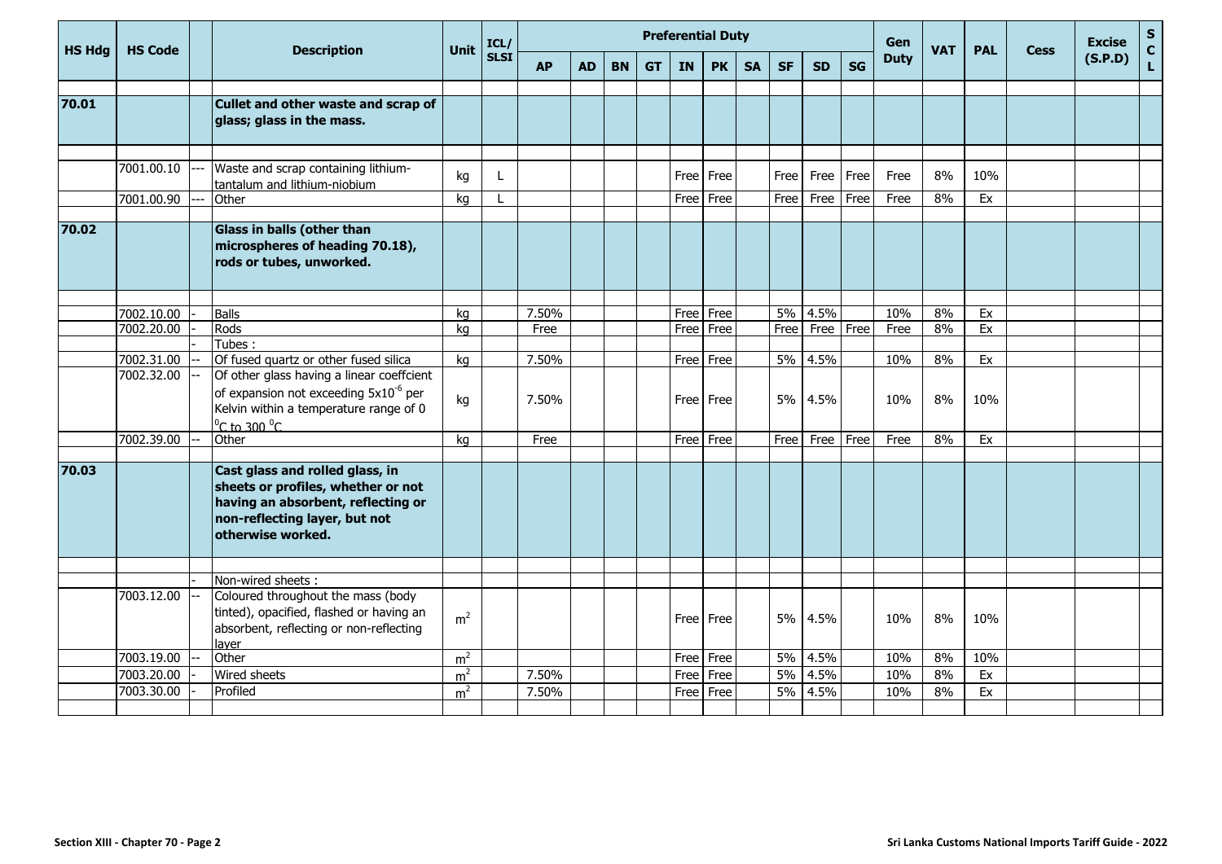| HS Hdg | HS Code | | Description | Unit | ICL/ SLSI | Preferential Duty | | | | | | | | | | Gen Duty | VAT | PAL | Cess | Excise (S.P.D) | S C L |
|---|---|---|---|---|---|---|---|---|---|---|---|---|---|---|---|---|---|---|---|---|---|
| | | | | | | AP | AD | BN | GT | IN | PK | SA | SF | SD | SG | | | | | | |
| **70.01** | | | **Cullet and other waste and scrap of glass; glass in the mass.** | | | | | | | | | | | | | | | | | | |
| | 7001.00.10 | --- | Waste and scrap containing lithium-tantalum and lithium-niobium | kg | L | | | | | Free | Free | | Free | Free | Free | Free | 8% | 10% | | | |
| | 7001.00.90 | --- | Other | kg | L | | | | | Free | Free | | Free | Free | Free | Free | 8% | Ex | | | |
| **70.02** | | | **Glass in balls (other than microspheres of heading 70.18), rods or tubes, unworked.** | | | | | | | | | | | | | | | | | | |
| | 7002.10.00 | - | Balls | kg | | 7.50% | | | | Free | Free | | 5% | 4.5% | | 10% | 8% | Ex | | | |
| | 7002.20.00 | - | Rods | kg | | Free | | | | Free | Free | | Free | Free | Free | Free | 8% | Ex | | | |
| | | - | Tubes : | | | | | | | | | | | | | | | | | | |
| | 7002.31.00 | -- | Of fused quartz or other fused silica | kg | | 7.50% | | | | Free | Free | | 5% | 4.5% | | 10% | 8% | Ex | | | |
| | 7002.32.00 | -- | Of other glass having a linear coeffcient of expansion not exceeding $5x10^{-6}$ per Kelvin within a temperature range of 0 $^0C$ to 300 $^0C$ | kg | | 7.50% | | | | Free | Free | | 5% | 4.5% | | 10% | 8% | 10% | | | |
| | 7002.39.00 | -- | Other | kg | | Free | | | | Free | Free | | Free | Free | Free | Free | 8% | Ex | | | |
| **70.03** | | | **Cast glass and rolled glass, in sheets or profiles, whether or not having an absorbent, reflecting or non-reflecting layer, but not otherwise worked.** | | | | | | | | | | | | | | | | | | |
| | | - | Non-wired sheets : | | | | | | | | | | | | | | | | | | |
| | 7003.12.00 | -- | Coloured throughout the mass (body tinted), opacified, flashed or having an absorbent, reflecting or non-reflecting layer | $m^2$ | | | | | | Free | Free | | 5% | 4.5% | | 10% | 8% | 10% | | | |
| | 7003.19.00 | -- | Other | $m^2$ | | | | | | Free | Free | | 5% | 4.5% | | 10% | 8% | 10% | | | |
| | 7003.20.00 | - | Wired sheets | $m^2$ | | 7.50% | | | | Free | Free | | 5% | 4.5% | | 10% | 8% | Ex | | | |
| | 7003.30.00 | - | Profiled | $m^2$ | | 7.50% | | | | Free | Free | | 5% | 4.5% | | 10% | 8% | Ex | | | |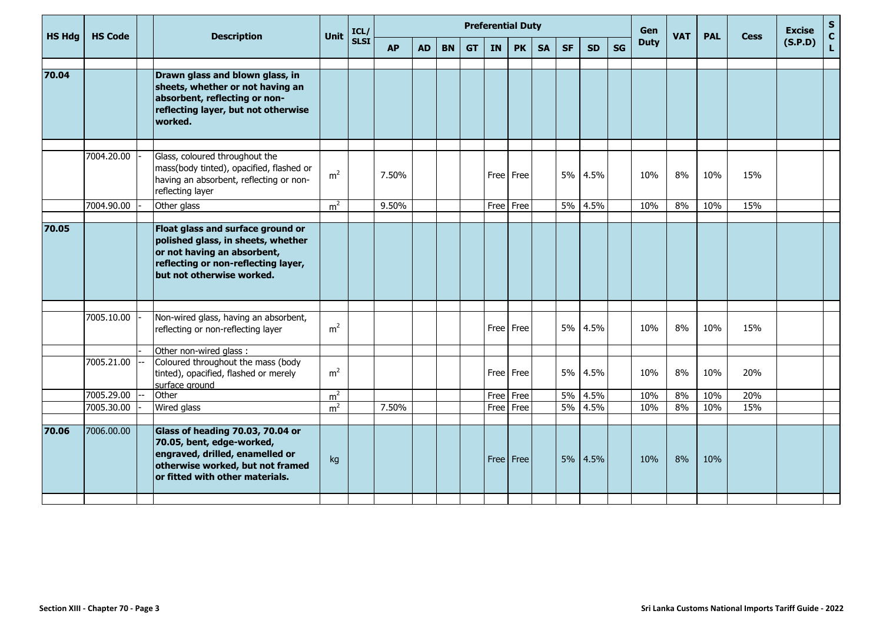| HS Hdg | HS Code | | Description | Unit | ICL/ SLSI | Preferential Duty | | | | | | | | | | Gen Duty | VAT | PAL | Cess | Excise (S.P.D) | SCL |
|---|---|---|---|---|---|---|---|---|---|---|---|---|---|---|---|---|---|---|---|---|---|
| | | | | | | AP | AD | BN | GT | IN | PK | SA | SF | SD | SG | | | | | | |
| 70.04 | | | **Drawn glass and blown glass, in sheets, whether or not having an absorbent, reflecting or non-reflecting layer, but not otherwise worked.** | | | | | | | | | | | | | | | | | | |
| | 7004.20.00 | - | Glass, coloured throughout the mass(body tinted), opacified, flashed or having an absorbent, reflecting or non-reflecting layer | $m^2$ | | 7.50% | | | | Free | Free | | 5% | 4.5% | | 10% | 8% | 10% | 15% | | |
| | 7004.90.00 | - | Other glass | $m^2$ | | 9.50% | | | | Free | Free | | 5% | 4.5% | | 10% | 8% | 10% | 15% | | |
| 70.05 | | | **Float glass and surface ground or polished glass, in sheets, whether or not having an absorbent, reflecting or non-reflecting layer, but not otherwise worked.** | | | | | | | | | | | | | | | | | | |
| | 7005.10.00 | - | Non-wired glass, having an absorbent, reflecting or non-reflecting layer | $m^2$ | | | | | | Free | Free | | 5% | 4.5% | | 10% | 8% | 10% | 15% | | |
| | | - | Other non-wired glass : | | | | | | | | | | | | | | | | | | |
| | 7005.21.00 | -- | Coloured throughout the mass (body tinted), opacified, flashed or merely surface ground | $m^2$ | | | | | | Free | Free | | 5% | 4.5% | | 10% | 8% | 10% | 20% | | |
| | 7005.29.00 | -- | Other | $m^2$ | | | | | | Free | Free | | 5% | 4.5% | | 10% | 8% | 10% | 20% | | |
| | 7005.30.00 | - | Wired glass | $m^2$ | | 7.50% | | | | Free | Free | | 5% | 4.5% | | 10% | 8% | 10% | 15% | | |
| 70.06 | 7006.00.00 | | **Glass of heading 70.03, 70.04 or 70.05, bent, edge-worked, engraved, drilled, enamelled or otherwise worked, but not framed or fitted with other materials.** | kg | | | | | | Free | Free | | 5% | 4.5% | | 10% | 8% | 10% | | | |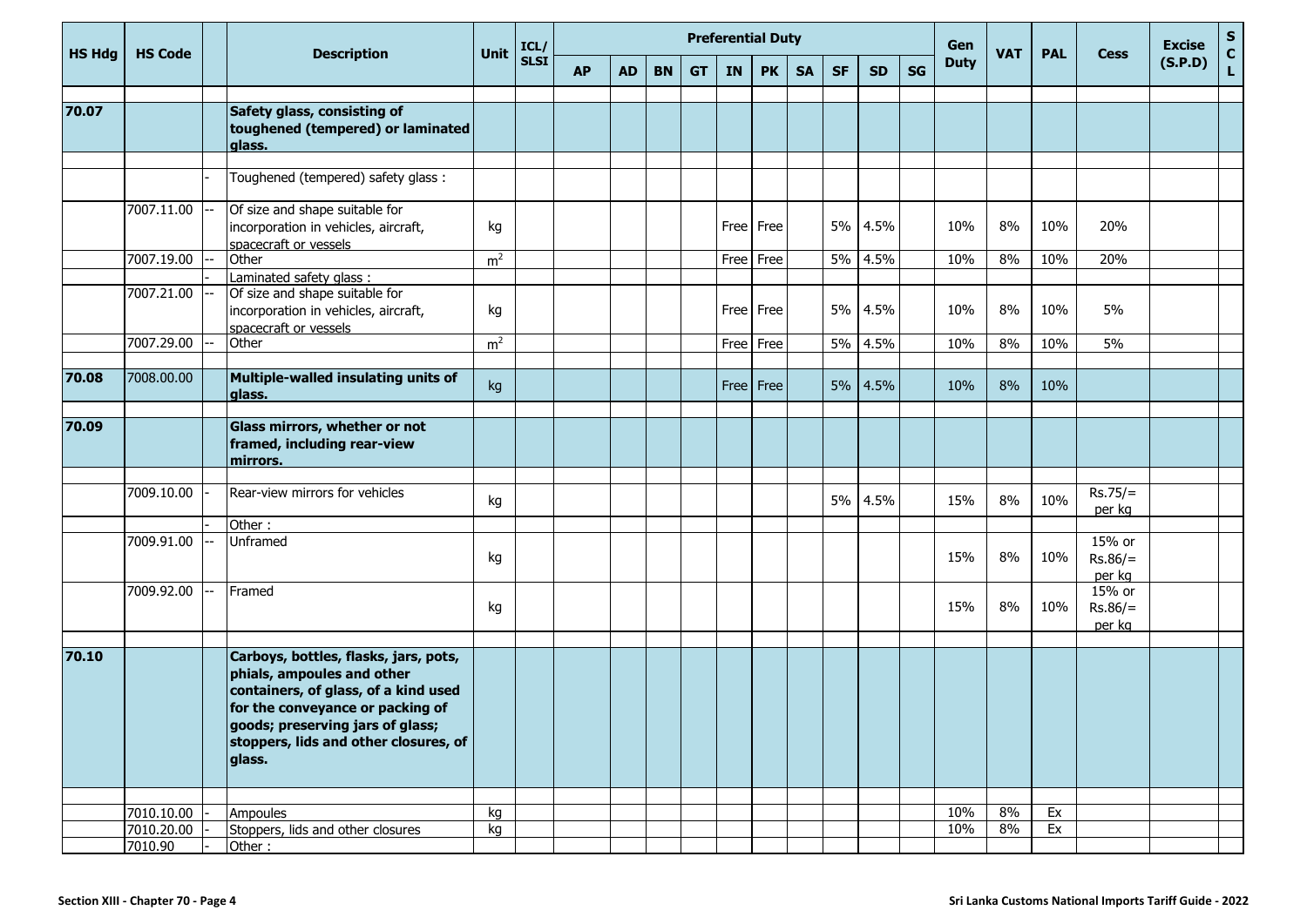| HS Hdg | HS Code | | Description | Unit | ICL/ SLSI | Preferential Duty | | | | | | | | | | Gen Duty | VAT | PAL | Cess | Excise (S.P.D) | S C L |
|---|---|---|---|---|---|---|---|---|---|---|---|---|---|---|---|---|---|---|---|---|---|
| | | | | | | AP | AD | BN | GT | IN | PK | SA | SF | SD | SG | | | | | | |
| **70.07** | | | **Safety glass, consisting of toughened (tempered) or laminated glass.** | | | | | | | | | | | | | | | | | | |
| | | - | Toughened (tempered) safety glass : | | | | | | | | | | | | | | | | | | |
| | 7007.11.00 | -- | Of size and shape suitable for incorporation in vehicles, aircraft, spacecraft or vessels | kg | | | | | | Free | Free | | 5% | 4.5% | | 10% | 8% | 10% | 20% | | |
| | 7007.19.00 | -- | Other | $m^2$ | | | | | | Free | Free | | 5% | 4.5% | | 10% | 8% | 10% | 20% | | |
| | | - | Laminated safety glass : | | | | | | | | | | | | | | | | | | |
| | 7007.21.00 | -- | Of size and shape suitable for incorporation in vehicles, aircraft, spacecraft or vessels | kg | | | | | | Free | Free | | 5% | 4.5% | | 10% | 8% | 10% | 5% | | |
| | 7007.29.00 | -- | Other | $m^2$ | | | | | | Free | Free | | 5% | 4.5% | | 10% | 8% | 10% | 5% | | |
| **70.08** | 7008.00.00 | | **Multiple-walled insulating units of glass.** | kg | | | | | | Free | Free | | 5% | 4.5% | | 10% | 8% | 10% | | | |
| **70.09** | | | **Glass mirrors, whether or not framed, including rear-view mirrors.** | | | | | | | | | | | | | | | | | | |
| | 7009.10.00 | - | Rear-view mirrors for vehicles | kg | | | | | | | | | 5% | 4.5% | | 15% | 8% | 10% | Rs.75/= per kg | | |
| | | - | Other : | | | | | | | | | | | | | | | | | | |
| | 7009.91.00 | -- | Unframed | kg | | | | | | | | | | | | 15% | 8% | 10% | 15% or Rs.86/= per kg | | |
| | 7009.92.00 | -- | Framed | kg | | | | | | | | | | | | 15% | 8% | 10% | 15% or Rs.86/= per kg | | |
| **70.10** | | | **Carboys, bottles, flasks, jars, pots, phials, ampoules and other containers, of glass, of a kind used for the conveyance or packing of goods; preserving jars of glass; stoppers, lids and other closures, of glass.** | | | | | | | | | | | | | | | | | | |
| | 7010.10.00 | - | Ampoules | kg | | | | | | | | | | | | 10% | 8% | Ex | | | |
| | 7010.20.00 | - | Stoppers, lids and other closures | kg | | | | | | | | | | | | 10% | 8% | Ex | | | |
| | 7010.90 | - | Other : | | | | | | | | | | | | | | | | | | |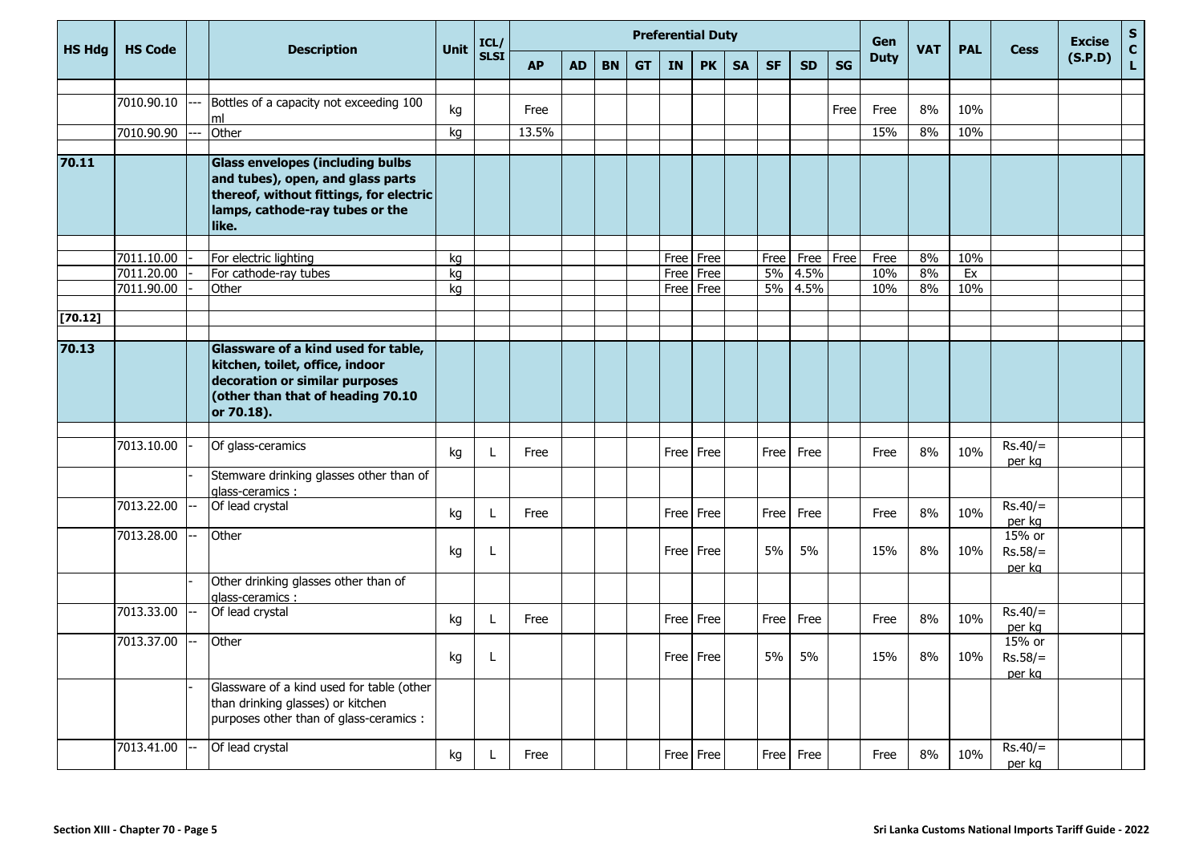| HS Hdg | HS Code | | Description | Unit | ICL/ SLSI | Preferential Duty | | | | | | | | | | Gen Duty | VAT | PAL | Cess | Excise (S.P.D) | S C L |
|---|---|---|---|---|---|---|---|---|---|---|---|---|---|---|---|---|---|---|---|---|---|
| | | | | | | AP | AD | BN | GT | IN | PK | SA | SF | SD | SG | | | | | | |
| | 7010.90.10 | --- | Bottles of a capacity not exceeding 100 ml | kg | | Free | | | | | | | | | Free | Free | 8% | 10% | | | |
| | 7010.90.90 | --- | Other | kg | | 13.5% | | | | | | | | | | 15% | 8% | 10% | | | |
| **70.11** | | | **Glass envelopes (including bulbs and tubes), open, and glass parts thereof, without fittings, for electric lamps, cathode-ray tubes or the like.** | | | | | | | | | | | | | | | | | | |
| | 7011.10.00 | - | For electric lighting | kg | | | | | | Free | Free | | Free | Free | Free | Free | 8% | 10% | | | |
| | 7011.20.00 | - | For cathode-ray tubes | kg | | | | | | Free | Free | | 5% | 4.5% | | 10% | 8% | Ex | | | |
| | 7011.90.00 | - | Other | kg | | | | | | Free | Free | | 5% | 4.5% | | 10% | 8% | 10% | | | |
| **[70.12]** | | | | | | | | | | | | | | | | | | | | | |
| **70.13** | | | **Glassware of a kind used for table, kitchen, toilet, office, indoor decoration or similar purposes (other than that of heading 70.10 or 70.18).** | | | | | | | | | | | | | | | | | | |
| | 7013.10.00 | - | Of glass-ceramics | kg | L | Free | | | | Free | Free | | Free | Free | | Free | 8% | 10% | Rs.40/= per kg | | |
| | | - | Stemware drinking glasses other than of glass-ceramics : | | | | | | | | | | | | | | | | | | |
| | 7013.22.00 | -- | Of lead crystal | kg | L | Free | | | | Free | Free | | Free | Free | | Free | 8% | 10% | Rs.40/= per kg | | |
| | 7013.28.00 | -- | Other | kg | L | | | | | Free | Free | | 5% | 5% | | 15% | 8% | 10% | 15% or Rs.58/= per kg | | |
| | | - | Other drinking glasses other than of glass-ceramics : | | | | | | | | | | | | | | | | | | |
| | 7013.33.00 | -- | Of lead crystal | kg | L | Free | | | | Free | Free | | Free | Free | | Free | 8% | 10% | Rs.40/= per kg | | |
| | 7013.37.00 | -- | Other | kg | L | | | | | Free | Free | | 5% | 5% | | 15% | 8% | 10% | 15% or Rs.58/= per kg | | |
| | | - | Glassware of a kind used for table (other than drinking glasses) or kitchen purposes other than of glass-ceramics : | | | | | | | | | | | | | | | | | | |
| | 7013.41.00 | -- | Of lead crystal | kg | L | Free | | | | Free | Free | | Free | Free | | Free | 8% | 10% | Rs.40/= per kg | | |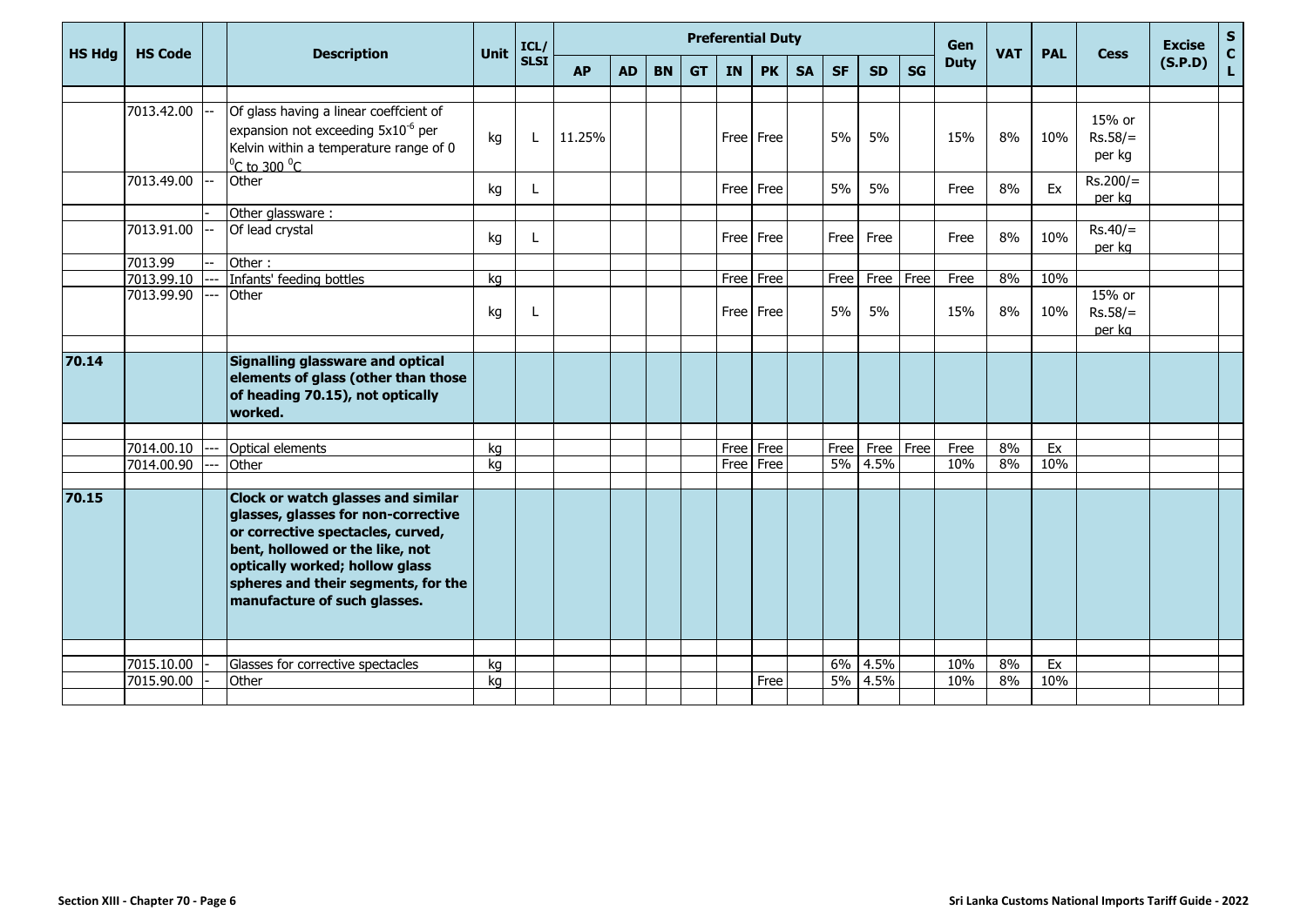| HS Hdg | HS Code | | Description | Unit | ICL/ SLSI | Preferential Duty | | | | | | | | | | Gen Duty | VAT | PAL | Cess | Excise (S.P.D) | S C L |
|---|---|---|---|---|---|---|---|---|---|---|---|---|---|---|---|---|---|---|---|---|---|
| | | | | | | AP | AD | BN | GT | IN | PK | SA | SF | SD | SG | | | | | | |
| | 7013.42.00 | -- | Of glass having a linear coeffcient of expansion not exceeding $5x10^{-6}$ per Kelvin within a temperature range of 0 $^{0}C$ to 300 $^{0}C$ | kg | L | 11.25% | | | | Free | Free | | 5% | 5% | | 15% | 8% | 10% | 15% or Rs.58/= per kg | | |
| | 7013.49.00 | -- | Other | kg | L | | | | | Free | Free | | 5% | 5% | | Free | 8% | Ex | Rs.200/= per kg | | |
| | | - | Other glassware : | | | | | | | | | | | | | | | | | | |
| | 7013.91.00 | -- | Of lead crystal | kg | L | | | | | Free | Free | | Free | Free | | Free | 8% | 10% | Rs.40/= per kg | | |
| | 7013.99 | -- | Other : | | | | | | | | | | | | | | | | | | |
| | 7013.99.10 | --- | Infants' feeding bottles | kg | | | | | | Free | Free | | Free | Free | Free | Free | 8% | 10% | | | |
| | 7013.99.90 | --- | Other | kg | L | | | | | Free | Free | | 5% | 5% | | 15% | 8% | 10% | 15% or Rs.58/= per kg | | |
| **70.14** | | | **Signalling glassware and optical elements of glass (other than those of heading 70.15), not optically worked.** | | | | | | | | | | | | | | | | | | |
| | 7014.00.10 | --- | Optical elements | kg | | | | | | Free | Free | | Free | Free | Free | Free | 8% | Ex | | | |
| | 7014.00.90 | --- | Other | kg | | | | | | Free | Free | | 5% | 4.5% | | 10% | 8% | 10% | | | |
| **70.15** | | | **Clock or watch glasses and similar glasses, glasses for non-corrective or corrective spectacles, curved, bent, hollowed or the like, not optically worked; hollow glass spheres and their segments, for the manufacture of such glasses.** | | | | | | | | | | | | | | | | | | |
| | 7015.10.00 | - | Glasses for corrective spectacles | kg | | | | | | | | | 6% | 4.5% | | 10% | 8% | Ex | | | |
| | 7015.90.00 | - | Other | kg | | | | | | | Free | | 5% | 4.5% | | 10% | 8% | 10% | | | |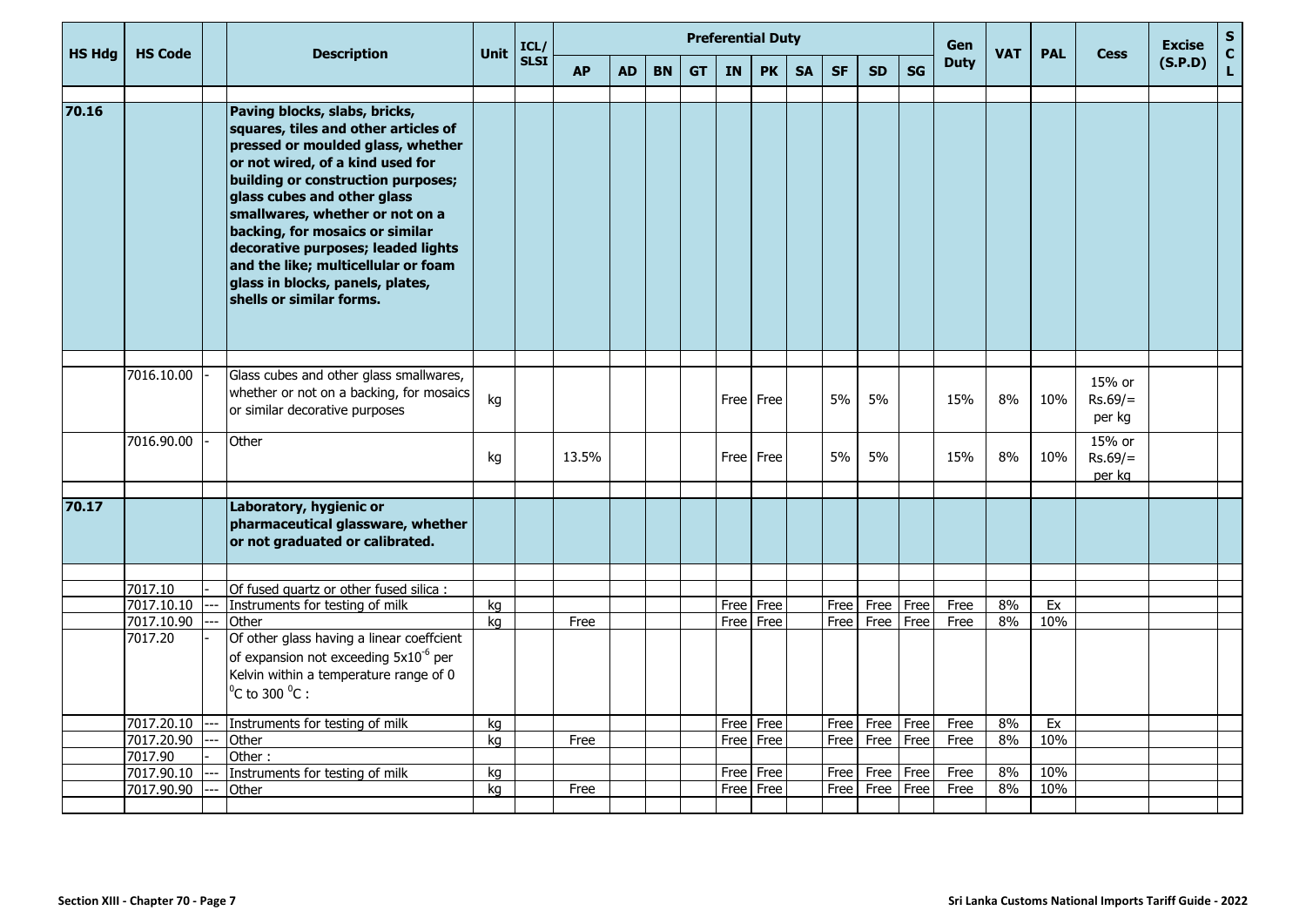| HS Hdg | HS Code | | Description | Unit | ICL/ SLSI | Preferential Duty | | | | | | | | | | Gen Duty | VAT | PAL | Cess | Excise (S.P.D) | S C L |
|---|---|---|---|---|---|---|---|---|---|---|---|---|---|---|---|---|---|---|---|---|---|
| | | | | | | AP | AD | BN | GT | IN | PK | SA | SF | SD | SG | | | | | | |
| 70.16 | | | **Paving blocks, slabs, bricks, squares, tiles and other articles of pressed or moulded glass, whether or not wired, of a kind used for building or construction purposes; glass cubes and other glass smallwares, whether or not on a backing, for mosaics or similar decorative purposes; leaded lights and the like; multicellular or foam glass in blocks, panels, plates, shells or similar forms.** | | | | | | | | | | | | | | | | | | |
| | 7016.10.00 | - | Glass cubes and other glass smallwares, whether or not on a backing, for mosaics or similar decorative purposes | kg | | | | | | Free | Free | | 5% | 5% | | 15% | 8% | 10% | 15% or Rs.69/= per kg | | |
| | 7016.90.00 | - | Other | kg | | 13.5% | | | | Free | Free | | 5% | 5% | | 15% | 8% | 10% | 15% or Rs.69/= per kg | | |
| 70.17 | | | **Laboratory, hygienic or pharmaceutical glassware, whether or not graduated or calibrated.** | | | | | | | | | | | | | | | | | | |
| | 7017.10 | - | Of fused quartz or other fused silica : | | | | | | | | | | | | | | | | | | |
| | 7017.10.10 | --- | Instruments for testing of milk | kg | | | | | | Free | Free | | Free | Free | Free | Free | 8% | Ex | | | |
| | 7017.10.90 | --- | Other | kg | | Free | | | | Free | Free | | Free | Free | Free | Free | 8% | 10% | | | |
| | 7017.20 | - | Of other glass having a linear coeffcient of expansion not exceeding $5x10^{-6}$ per Kelvin within a temperature range of 0 $^{0}C$ to 300 $^{0}C$ : | | | | | | | | | | | | | | | | | | |
| | 7017.20.10 | --- | Instruments for testing of milk | kg | | | | | | Free | Free | | Free | Free | Free | Free | 8% | Ex | | | |
| | 7017.20.90 | --- | Other | kg | | Free | | | | Free | Free | | Free | Free | Free | Free | 8% | 10% | | | |
| | 7017.90 | - | Other : | | | | | | | | | | | | | | | | | | |
| | 7017.90.10 | --- | Instruments for testing of milk | kg | | | | | | Free | Free | | Free | Free | Free | Free | 8% | 10% | | | |
| | 7017.90.90 | --- | Other | kg | | Free | | | | Free | Free | | Free | Free | Free | Free | 8% | 10% | | | |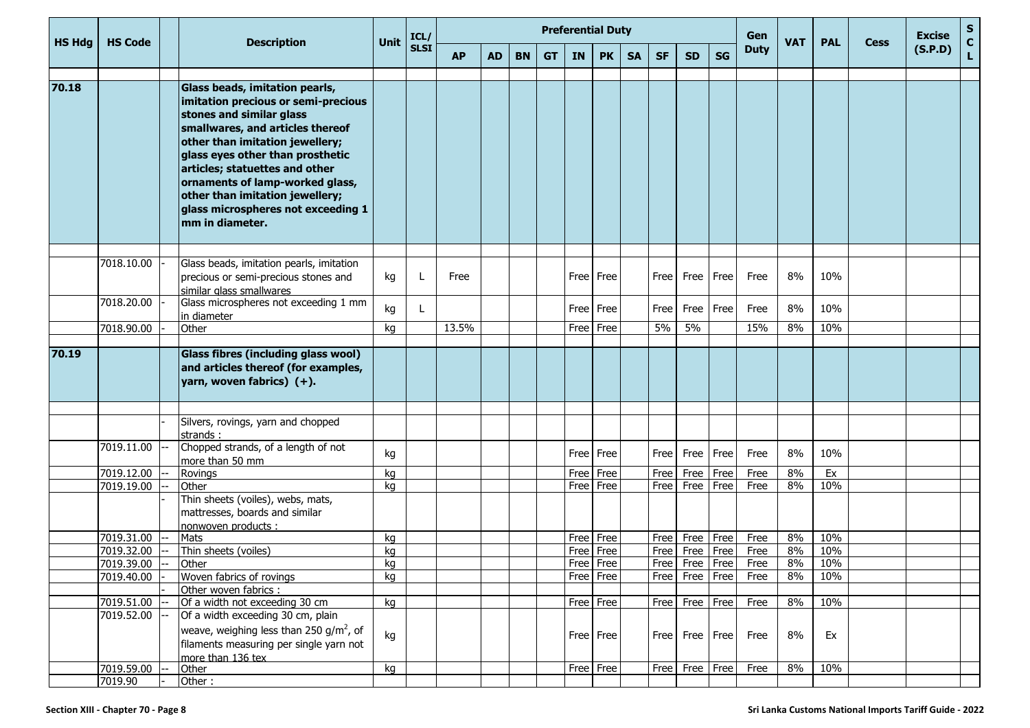| HS Hdg | HS Code | | Description | Unit | ICL/ SLSI | Preferential Duty | | | | | | | | | | Gen Duty | VAT | PAL | Cess | Excise (S.P.D) | S C L |
|---|---|---|---|---|---|---|---|---|---|---|---|---|---|---|---|---|---|---|---|---|---|
| | | | | | | AP | AD | BN | GT | IN | PK | SA | SF | SD | SG | | | | | | |
| 70.18 | | | **Glass beads, imitation pearls, imitation precious or semi-precious stones and similar glass smallwares, and articles thereof other than imitation jewellery; glass eyes other than prosthetic articles; statuettes and other ornaments of lamp-worked glass, other than imitation jewellery; glass microspheres not exceeding 1 mm in diameter.** | | | | | | | | | | | | | | | | | | |
| | 7018.10.00 | - | Glass beads, imitation pearls, imitation precious or semi-precious stones and similar glass smallwares | kg | L | Free | | | | Free | Free | | Free | Free | Free | Free | 8% | 10% | | | |
| | 7018.20.00 | - | Glass microspheres not exceeding 1 mm in diameter | kg | L | | | | | Free | Free | | Free | Free | Free | Free | 8% | 10% | | | |
| | 7018.90.00 | - | Other | kg | | 13.5% | | | | Free | Free | | 5% | 5% | | 15% | 8% | 10% | | | |
| 70.19 | | | **Glass fibres (including glass wool) and articles thereof (for examples, yarn, woven fabrics) (+).** | | | | | | | | | | | | | | | | | | |
| | | - | Silvers, rovings, yarn and chopped strands : | | | | | | | | | | | | | | | | | | |
| | 7019.11.00 | -- | Chopped strands, of a length of not more than 50 mm | kg | | | | | | Free | Free | | Free | Free | Free | Free | 8% | 10% | | | |
| | 7019.12.00 | -- | Rovings | kg | | | | | | Free | Free | | Free | Free | Free | Free | 8% | Ex | | | |
| | 7019.19.00 | -- | Other | kg | | | | | | Free | Free | | Free | Free | Free | Free | 8% | 10% | | | |
| | | - | Thin sheets (voiles), webs, mats, mattresses, boards and similar nonwoven products : | | | | | | | | | | | | | | | | | | |
| | 7019.31.00 | -- | Mats | kg | | | | | | Free | Free | | Free | Free | Free | Free | 8% | 10% | | | |
| | 7019.32.00 | -- | Thin sheets (voiles) | kg | | | | | | Free | Free | | Free | Free | Free | Free | 8% | 10% | | | |
| | 7019.39.00 | -- | Other | kg | | | | | | Free | Free | | Free | Free | Free | Free | 8% | 10% | | | |
| | 7019.40.00 | - | Woven fabrics of rovings | kg | | | | | | Free | Free | | Free | Free | Free | Free | 8% | 10% | | | |
| | | - | Other woven fabrics : | | | | | | | | | | | | | | | | | | |
| | 7019.51.00 | -- | Of a width not exceeding 30 cm | kg | | | | | | Free | Free | | Free | Free | Free | Free | 8% | 10% | | | |
| | 7019.52.00 | -- | Of a width exceeding 30 cm, plain weave, weighing less than 250 g/m$^2$, of filaments measuring per single yarn not more than 136 tex | kg | | | | | | Free | Free | | Free | Free | Free | Free | 8% | Ex | | | |
| | 7019.59.00 | -- | Other | kg | | | | | | Free | Free | | Free | Free | Free | Free | 8% | 10% | | | |
| | 7019.90 | - | Other : | | | | | | | | | | | | | | | | | | |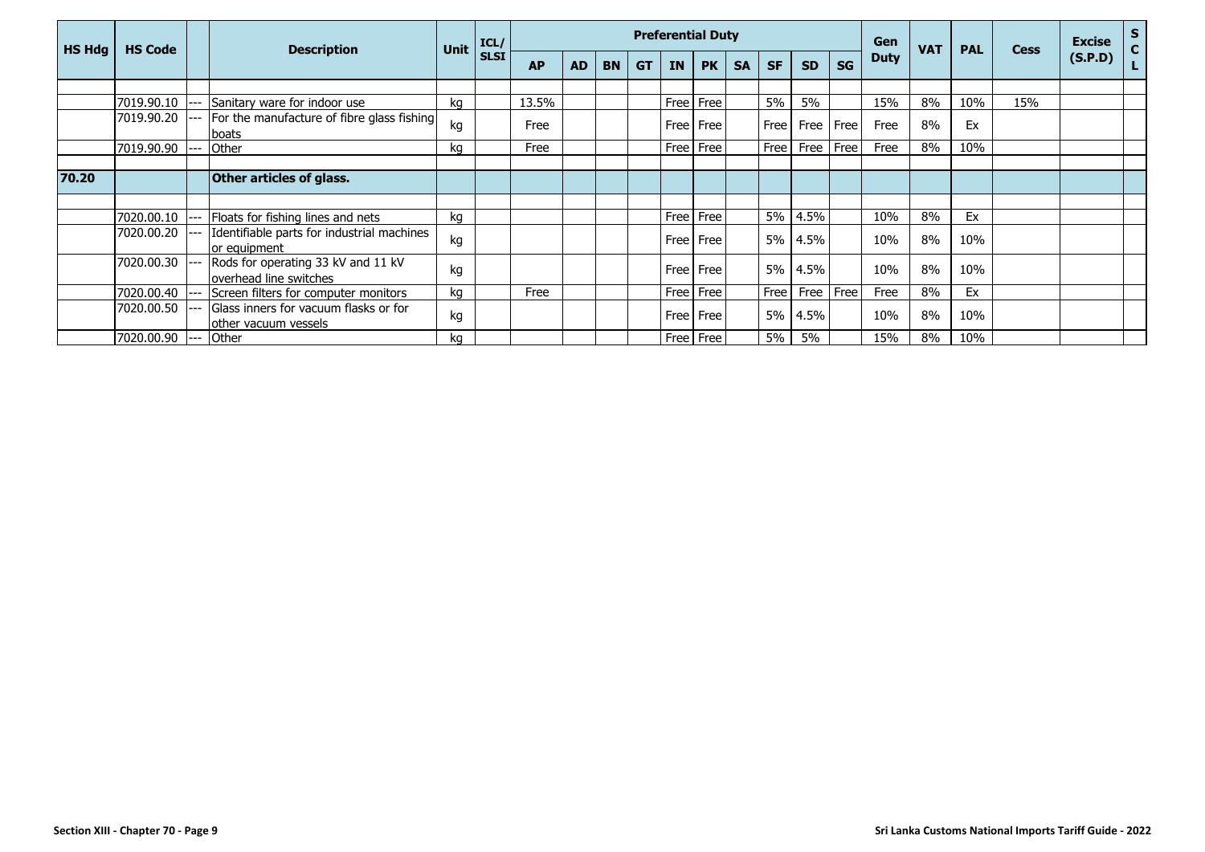| HS Hdg | HS Code | | Description | Unit | ICL/ SLSI | Preferential Duty | | | | | | | | | | Gen Duty | VAT | PAL | Cess | Excise (S.P.D) | S C L |
|---|---|---|---|---|---|---|---|---|---|---|---|---|---|---|---|---|---|---|---|---|---|
| | | | | | | AP | AD | BN | GT | IN | PK | SA | SF | SD | SG | | | | | | |
| | | | | | | | | | | | | | | | | | | | | | |
| | 7019.90.10 | --- | Sanitary ware for indoor use | kg | | 13.5% | | | | Free | Free | | 5% | 5% | | 15% | 8% | 10% | 15% | | |
| | 7019.90.20 | --- | For the manufacture of fibre glass fishing boats | kg | | Free | | | | Free | Free | | Free | Free | Free | Free | 8% | Ex | | | |
| | 7019.90.90 | --- | Other | kg | | Free | | | | Free | Free | | Free | Free | Free | Free | 8% | 10% | | | |
| | | | | | | | | | | | | | | | | | | | | | |
| **70.20** | | | **Other articles of glass.** | | | | | | | | | | | | | | | | | | |
| | | | | | | | | | | | | | | | | | | | | | |
| | 7020.00.10 | --- | Floats for fishing lines and nets | kg | | | | | | Free | Free | | 5% | 4.5% | | 10% | 8% | Ex | | | |
| | 7020.00.20 | --- | Identifiable parts for industrial machines or equipment | kg | | | | | | Free | Free | | 5% | 4.5% | | 10% | 8% | 10% | | | |
| | 7020.00.30 | --- | Rods for operating 33 kV and 11 kV overhead line switches | kg | | | | | | Free | Free | | 5% | 4.5% | | 10% | 8% | 10% | | | |
| | 7020.00.40 | --- | Screen filters for computer monitors | kg | | Free | | | | Free | Free | | Free | Free | Free | Free | 8% | Ex | | | |
| | 7020.00.50 | --- | Glass inners for vacuum flasks or for other vacuum vessels | kg | | | | | | Free | Free | | 5% | 4.5% | | 10% | 8% | 10% | | | |
| | 7020.00.90 | --- | Other | kg | | | | | | Free | Free | | 5% | 5% | | 15% | 8% | 10% | | | |